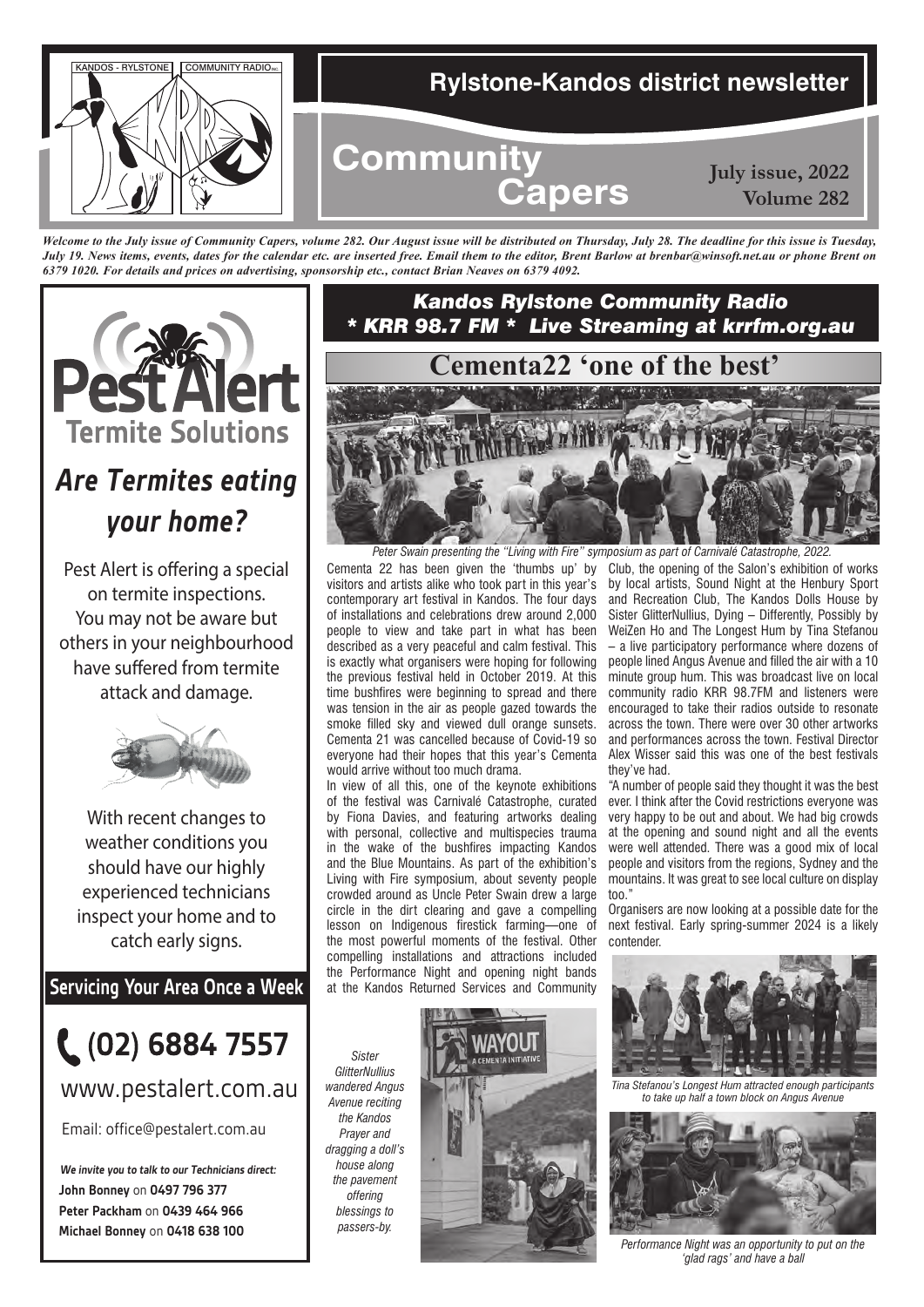KANDOS - RYLSTONE | COMMUNITY RADIO INC.

# Rylstone-Kandos district newsletter

# Community Capers

**July issue, 2022**
**Volume 282**

***Welcome to the July issue of Community Capers, volume 282. Our August issue will be distributed on Thursday, July 28. The deadline for this issue is Tuesday, July 19. News items, events, dates for the calendar etc. are inserted free. Email them to the editor, Brent Barlow at brenbar@winsoft.net.au or phone Brent on 6379 1020. For details and prices on advertising, sponsorship etc., contact Brian Neaves on 6379 4092.***

## Pest Alert
### Termite Solutions

## *Are Termites eating your home?*

Pest Alert is offering a special on termite inspections. You may not be aware but others in your neighbourhood have suffered from termite attack and damage.

With recent changes to weather conditions you should have our highly experienced technicians inspect your home and to catch early signs.

**Servicing Your Area Once a Week**

**(02) 6884 7557**

www.pestalert.com.au

Email: office@pestalert.com.au

***We invite you to talk to our Technicians direct:***
**John Bonney** on **0497 796 377**
**Peter Packham** on **0439 464 966**
**Michael Bonney** on **0418 638 100**

***Kandos Rylstone Community Radio***
***\* KRR 98.7 FM \* Live Streaming at krrfm.org.au***

## Cementa22 'one of the best'

*Peter Swain presenting the "Living with Fire" symposium as part of Carnivalé Catastrophe, 2022.*

Cementa 22 has been given the 'thumbs up' by visitors and artists alike who took part in this year's contemporary art festival in Kandos. The four days of installations and celebrations drew around 2,000 people to view and take part in what has been described as a very peaceful and calm festival. This is exactly what organisers were hoping for following the previous festival held in October 2019. At this time bushfires were beginning to spread and there was tension in the air as people gazed towards the smoke filled sky and viewed dull orange sunsets. Cementa 21 was cancelled because of Covid-19 so everyone had their hopes that this year's Cementa would arrive without too much drama.

In view of all this, one of the keynote exhibitions of the festival was Carnivalé Catastrophe, curated by Fiona Davies, and featuring artworks dealing with personal, collective and multispecies trauma in the wake of the bushfires impacting Kandos and the Blue Mountains. As part of the exhibition's Living with Fire symposium, about seventy people crowded around as Uncle Peter Swain drew a large circle in the dirt clearing and gave a compelling lesson on Indigenous firestick farming—one of the most powerful moments of the festival. Other compelling installations and attractions included the Performance Night and opening night bands at the Kandos Returned Services and Community Club, the opening of the Salon's exhibition of works by local artists, Sound Night at the Henbury Sport and Recreation Club, The Kandos Dolls House by Sister GlitterNullius, Dying – Differently, Possibly by WeiZen Ho and The Longest Hum by Tina Stefanou – a live participatory performance where dozens of people lined Angus Avenue and filled the air with a 10 minute group hum. This was broadcast live on local community radio KRR 98.7FM and listeners were encouraged to take their radios outside to resonate across the town. There were over 30 other artworks and performances across the town. Festival Director Alex Wisser said this was one of the best festivals they've had.

"A number of people said they thought it was the best ever. I think after the Covid restrictions everyone was very happy to be out and about. We had big crowds at the opening and sound night and all the events were well attended. There was a good mix of local people and visitors from the regions, Sydney and the mountains. It was great to see local culture on display too."

Organisers are now looking at a possible date for the next festival. Early spring-summer 2024 is a likely contender.

*Sister GlitterNullius wandered Angus Avenue reciting the Kandos Prayer and dragging a doll's house along the pavement offering blessings to passers-by.*

*Tina Stefanou's Longest Hum attracted enough participants to take up half a town block on Angus Avenue*

*Performance Night was an opportunity to put on the 'glad rags' and have a ball*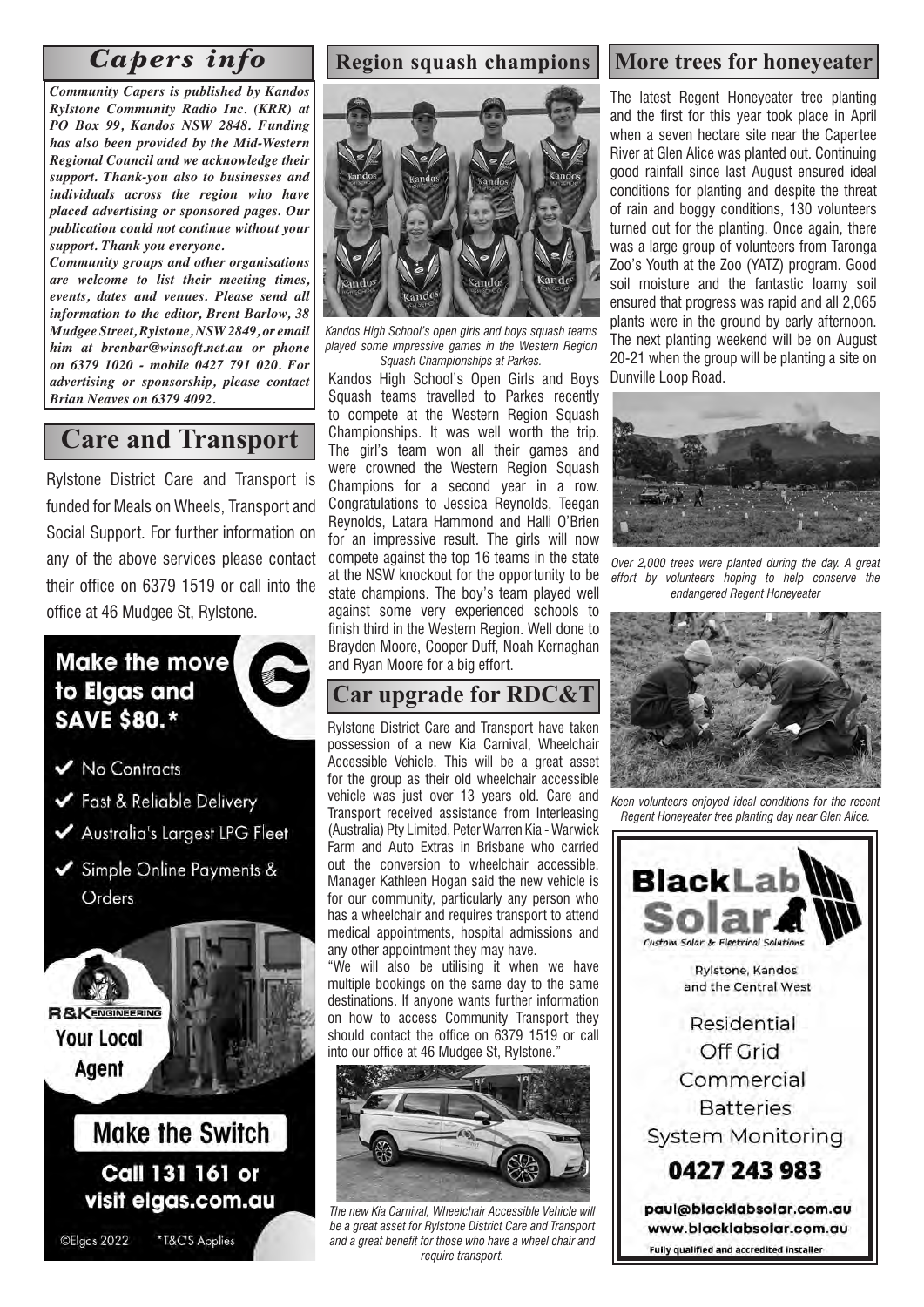## Capers info

***Community Capers is published by Kandos Rylstone Community Radio Inc. (KRR) at PO Box 99, Kandos NSW 2848. Funding has also been provided by the Mid-Western Regional Council and we acknowledge their support. Thank-you also to businesses and individuals across the region who have placed advertising or sponsored pages. Our publication could not continue without your support. Thank you everyone.***

***Community groups and other organisations are welcome to list their meeting times, events, dates and venues. Please send all information to the editor, Brent Barlow, 38 Mudgee Street, Rylstone, NSW 2849, or email him at brenbar@winsoft.net.au or phone on 6379 1020 - mobile 0427 791 020. For advertising or sponsorship, please contact Brian Neaves on 6379 4092.***

## Care and Transport

Rylstone District Care and Transport is funded for Meals on Wheels, Transport and Social Support. For further information on any of the above services please contact their office on 6379 1519 or call into the office at 46 Mudgee St, Rylstone.

**Make the move to Elgas and SAVE $80.***

- No Contracts
- Fast & Reliable Delivery
- Australia's Largest LPG Fleet
- Simple Online Payments & Orders

R&K ENGINEERING Your Local Agent

**Make the Switch**

**Call 131 161 or visit elgas.com.au**

©Elgas 2022 *T&C'S Applies

## Region squash champions

*Kandos High School's open girls and boys squash teams played some impressive games in the Western Region Squash Championships at Parkes.*

Kandos High School's Open Girls and Boys Squash teams travelled to Parkes recently to compete at the Western Region Squash Championships. It was well worth the trip. The girl's team won all their games and were crowned the Western Region Squash Champions for a second year in a row. Congratulations to Jessica Reynolds, Teegan Reynolds, Latara Hammond and Halli O'Brien for an impressive result. The girls will now compete against the top 16 teams in the state at the NSW knockout for the opportunity to be state champions. The boy's team played well against some very experienced schools to finish third in the Western Region. Well done to Brayden Moore, Cooper Duff, Noah Kernaghan and Ryan Moore for a big effort.

## Car upgrade for RDC&T

Rylstone District Care and Transport have taken possession of a new Kia Carnival, Wheelchair Accessible Vehicle. This will be a great asset for the group as their old wheelchair accessible vehicle was just over 13 years old. Care and Transport received assistance from Interleasing (Australia) Pty Limited, Peter Warren Kia - Warwick Farm and Auto Extras in Brisbane who carried out the conversion to wheelchair accessible. Manager Kathleen Hogan said the new vehicle is for our community, particularly any person who has a wheelchair and requires transport to attend medical appointments, hospital admissions and any other appointment they may have.

"We will also be utilising it when we have multiple bookings on the same day to the same destinations. If anyone wants further information on how to access Community Transport they should contact the office on 6379 1519 or call into our office at 46 Mudgee St, Rylstone."

*The new Kia Carnival, Wheelchair Accessible Vehicle will be a great asset for Rylstone District Care and Transport and a great benefit for those who have a wheel chair and require transport.*

## More trees for honeyeater

The latest Regent Honeyeater tree planting and the first for this year took place in April when a seven hectare site near the Capertee River at Glen Alice was planted out. Continuing good rainfall since last August ensured ideal conditions for planting and despite the threat of rain and boggy conditions, 130 volunteers turned out for the planting. Once again, there was a large group of volunteers from Taronga Zoo's Youth at the Zoo (YATZ) program. Good soil moisture and the fantastic loamy soil ensured that progress was rapid and all 2,065 plants were in the ground by early afternoon. The next planting weekend will be on August 20-21 when the group will be planting a site on Dunville Loop Road.

*Over 2,000 trees were planted during the day. A great effort by volunteers hoping to help conserve the endangered Regent Honeyeater*

*Keen volunteers enjoyed ideal conditions for the recent Regent Honeyeater tree planting day near Glen Alice.*

**BlackLab Solar**

Custom Solar & Electrical Solutions

Rylstone, Kandos and the Central West

Residential
Off Grid
Commercial
Batteries
System Monitoring

**0427 243 983**

paul@blacklabsolar.com.au
www.blacklabsolar.com.au

Fully qualified and accredited installer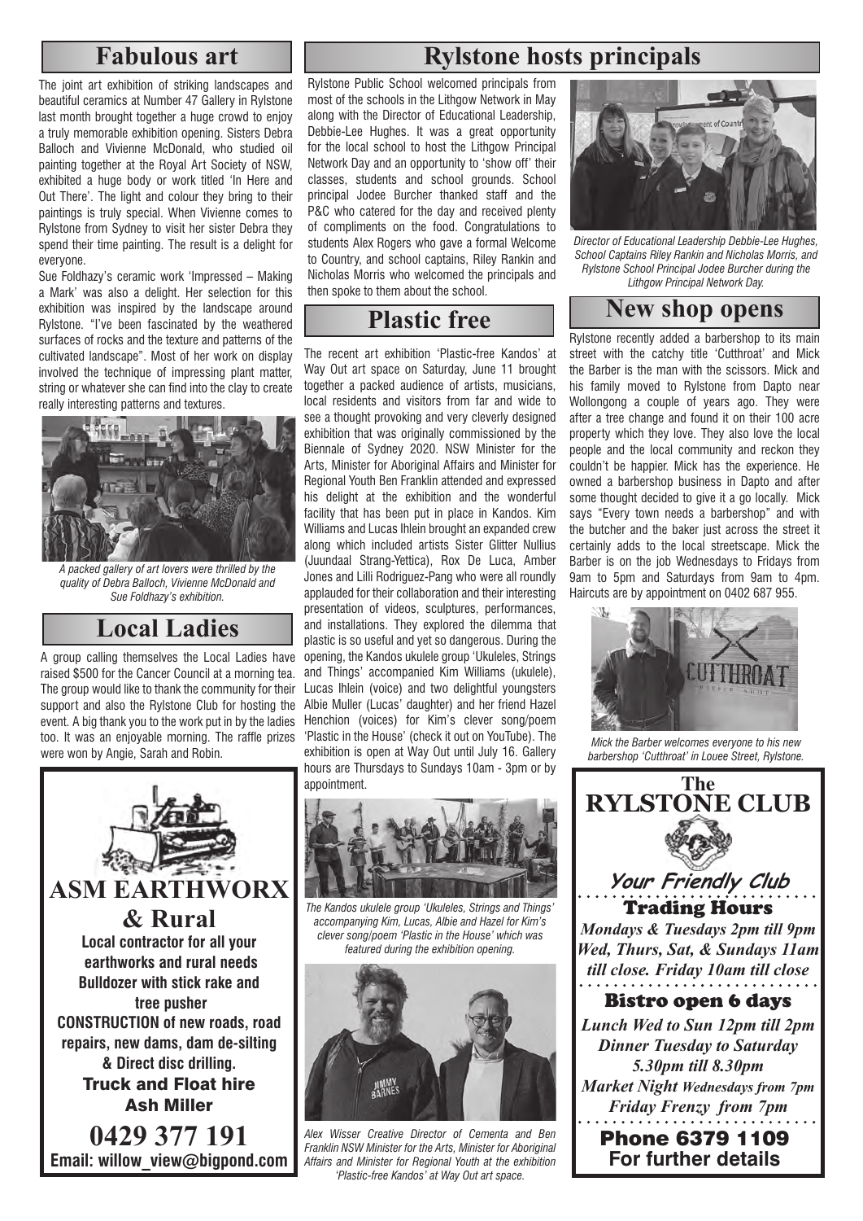## Fabulous art

The joint art exhibition of striking landscapes and beautiful ceramics at Number 47 Gallery in Rylstone last month brought together a huge crowd to enjoy a truly memorable exhibition opening. Sisters Debra Balloch and Vivienne McDonald, who studied oil painting together at the Royal Art Society of NSW, exhibited a huge body or work titled 'In Here and Out There'. The light and colour they bring to their paintings is truly special. When Vivienne comes to Rylstone from Sydney to visit her sister Debra they spend their time painting. The result is a delight for everyone.

Sue Foldhazy's ceramic work 'Impressed – Making a Mark' was also a delight. Her selection for this exhibition was inspired by the landscape around Rylstone. "I've been fascinated by the weathered surfaces of rocks and the texture and patterns of the cultivated landscape". Most of her work on display involved the technique of impressing plant matter, string or whatever she can find into the clay to create really interesting patterns and textures.

*A packed gallery of art lovers were thrilled by the quality of Debra Balloch, Vivienne McDonald and Sue Foldhazy's exhibition.*

## Local Ladies

A group calling themselves the Local Ladies have raised $500 for the Cancer Council at a morning tea. The group would like to thank the community for their support and also the Rylstone Club for hosting the event. A big thank you to the work put in by the ladies too. It was an enjoyable morning. The raffle prizes were won by Angie, Sarah and Robin.

## Rylstone hosts principals

Rylstone Public School welcomed principals from most of the schools in the Lithgow Network in May along with the Director of Educational Leadership, Debbie-Lee Hughes. It was a great opportunity for the local school to host the Lithgow Principal Network Day and an opportunity to 'show off' their classes, students and school grounds. School principal Jodee Burcher thanked staff and the P&C who catered for the day and received plenty of compliments on the food. Congratulations to students Alex Rogers who gave a formal Welcome to Country, and school captains, Riley Rankin and Nicholas Morris who welcomed the principals and then spoke to them about the school.

*Director of Educational Leadership Debbie-Lee Hughes, School Captains Riley Rankin and Nicholas Morris, and Rylstone School Principal Jodee Burcher during the Lithgow Principal Network Day.*

## Plastic free

The recent art exhibition 'Plastic-free Kandos' at Way Out art space on Saturday, June 11 brought together a packed audience of artists, musicians, local residents and visitors from far and wide to see a thought provoking and very cleverly designed exhibition that was originally commissioned by the Biennale of Sydney 2020. NSW Minister for the Arts, Minister for Aboriginal Affairs and Minister for Regional Youth Ben Franklin attended and expressed his delight at the exhibition and the wonderful facility that has been put in place in Kandos. Kim Williams and Lucas Ihlein brought an expanded crew along which included artists Sister Glitter Nullius (Juundaal Strang-Yettica), Rox De Luca, Amber Jones and Lilli Rodriguez-Pang who were all roundly applauded for their collaboration and their interesting presentation of videos, sculptures, performances, and installations. They explored the dilemma that plastic is so useful and yet so dangerous. During the opening, the Kandos ukulele group 'Ukuleles, Strings and Things' accompanied Kim Williams (ukulele), Lucas Ihlein (voice) and two delightful youngsters Albie Muller (Lucas' daughter) and her friend Hazel Henchion (voices) for Kim's clever song/poem 'Plastic in the House' (check it out on YouTube). The exhibition is open at Way Out until July 16. Gallery hours are Thursdays to Sundays 10am - 3pm or by appointment.

*The Kandos ukulele group 'Ukuleles, Strings and Things' accompanying Kim, Lucas, Albie and Hazel for Kim's clever song/poem 'Plastic in the House' which was featured during the exhibition opening.*

*Alex Wisser Creative Director of Cementa and Ben Franklin NSW Minister for the Arts, Minister for Aboriginal Affairs and Minister for Regional Youth at the exhibition 'Plastic-free Kandos' at Way Out art space.*

## New shop opens

Rylstone recently added a barbershop to its main street with the catchy title 'Cutthroat' and Mick the Barber is the man with the scissors. Mick and his family moved to Rylstone from Dapto near Wollongong a couple of years ago. They were after a tree change and found it on their 100 acre property which they love. They also love the local people and the local community and reckon they couldn't be happier. Mick has the experience. He owned a barbershop business in Dapto and after some thought decided to give it a go locally. Mick says "Every town needs a barbershop" and with the butcher and the baker just across the street it certainly adds to the local streetscape. Mick the Barber is on the job Wednesdays to Fridays from 9am to 5pm and Saturdays from 9am to 4pm. Haircuts are by appointment on 0402 687 955.

*Mick the Barber welcomes everyone to his new barbershop 'Cutthroat' in Louee Street, Rylstone.*

**ASM EARTHWORX & Rural**

**Local contractor for all your earthworks and rural needs**
**Bulldozer with stick rake and tree pusher**
**CONSTRUCTION of new roads, road repairs, new dams, dam de-silting & Direct disc drilling.**
**Truck and Float hire**
**Ash Miller**
**0429 377 191**
**Email: willow_view@bigpond.com**

**The RYLSTONE CLUB**

**Your Friendly Club**

**Trading Hours**
*Mondays & Tuesdays 2pm till 9pm*
*Wed, Thurs, Sat, & Sundays 11am till close. Friday 10am till close*

**Bistro open 6 days**
*Lunch Wed to Sun 12pm till 2pm*
*Dinner Tuesday to Saturday 5.30pm till 8.30pm*
*Market Night Wednesdays from 7pm*
*Friday Frenzy from 7pm*

**Phone 6379 1109**
**For further details**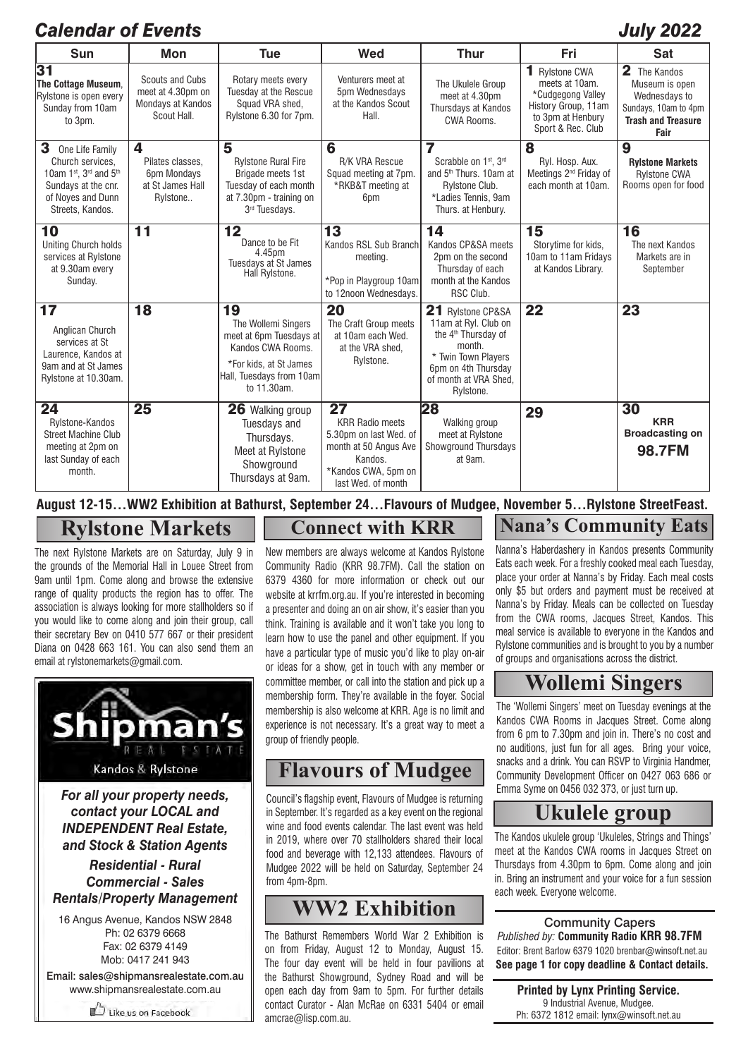# Calendar of Events

## July 2022

| Sun | Mon | Tue | Wed | Thur | Fri | Sat |
|---|---|---|---|---|---|---|
| **31** **The Cottage Museum**, Rylstone is open every Sunday from 10am to 3pm. | Scouts and Cubs meet at 4.30pm on Mondays at Kandos Scout Hall. | Rotary meets every Tuesday at the Rescue Squad VRA shed, Rylstone 6.30 for 7pm. | Venturers meet at 5pm Wednesdays at the Kandos Scout Hall. | The Ukulele Group meet at 4.30pm Thursdays at Kandos CWA Rooms. | **1** Rylstone CWA meets at 10am. *Cudgegong Valley History Group, 11am to 3pm at Henbury Sport & Rec. Club | **2** The Kandos Museum is open Wednesdays to Sundays, 10am to 4pm **Trash and Treasure Fair** |
| **3** One Life Family Church services, 10am 1st, 3rd and 5th Sundays at the cnr. of Noyes and Dunn Streets, Kandos. | **4** Pilates classes, 6pm Mondays at St James Hall Rylstone.. | **5** Rylstone Rural Fire Brigade meets 1st Tuesday of each month at 7.30pm - training on 3rd Tuesdays. | **6** R/K VRA Rescue Squad meeting at 7pm. *RKB&T meeting at 6pm | **7** Scrabble on 1st, 3rd and 5th Thurs. 10am at Rylstone Club. *Ladies Tennis, 9am Thurs. at Henbury. | **8** Ryl. Hosp. Aux. Meetings 2nd Friday of each month at 10am. | **9** **Rylstone Markets** Rylstone CWA Rooms open for food |
| **10** Uniting Church holds services at Rylstone at 9.30am every Sunday. | **11** | **12** Dance to be Fit 4.45pm Tuesdays at St James Hall Rylstone. | **13** Kandos RSL Sub Branch meeting. *Pop in Playgroup 10am to 12noon Wednesdays. | **14** Kandos CP&SA meets 2pm on the second Thursday of each month at the Kandos RSC Club. | **15** Storytime for kids, 10am to 11am Fridays at Kandos Library. | **16** The next Kandos Markets are in September |
| **17** Anglican Church services at St Laurence, Kandos at 9am and at St James Rylstone at 10.30am. | **18** | **19** The Wollemi Singers meet at 6pm Tuesdays at Kandos CWA Rooms. *For kids, at St James Hall, Tuesdays from 10am to 11.30am. | **20** The Craft Group meets at 10am each Wed. at the VRA shed, Rylstone. | **21** Rylstone CP&SA 11am at Ryl. Club on the 4th Thursday of month. * Twin Town Players 6pm on 4th Thursday of month at VRA Shed, Rylstone. | **22** | **23** |
| **24** Rylstone-Kandos Street Machine Club meeting at 2pm on last Sunday of each month. | **25** | **26** Walking group Tuesdays and Thursdays. Meet at Rylstone Showground Thursdays at 9am. | **27** KRR Radio meets 5.30pm on last Wed. of month at 50 Angus Ave Kandos. *Kandos CWA, 5pm on last Wed. of month | **28** Walking group meet at Rylstone Showground Thursdays at 9am. | **29** | **30** **KRR Broadcasting on 98.7FM** |

**August 12-15…WW2 Exhibition at Bathurst, September 24…Flavours of Mudgee, November 5…Rylstone StreetFeast.**

## Rylstone Markets

The next Rylstone Markets are on Saturday, July 9 in the grounds of the Memorial Hall in Louee Street from 9am until 1pm. Come along and browse the extensive range of quality products the region has to offer. The association is always looking for more stallholders so if you would like to come along and join their group, call their secretary Bev on 0410 577 667 or their president Diana on 0428 663 161. You can also send them an email at rylstonemarkets@gmail.com.

**Shipman's** REAL ESTATE
Kandos & Rylstone

***For all your property needs, contact your LOCAL and INDEPENDENT Real Estate, and Stock & Station Agents***

***Residential - Rural***
***Commercial - Sales***
***Rentals/Property Management***

16 Angus Avenue, Kandos NSW 2848
Ph: 02 6379 6668
Fax: 02 6379 4149
Mob: 0417 241 943

Email: sales@shipmansrealestate.com.au
www.shipmansrealestate.com.au

Like us on Facebook

## Connect with KRR

New members are always welcome at Kandos Rylstone Community Radio (KRR 98.7FM). Call the station on 6379 4360 for more information or check out our website at krrfm.org.au. If you're interested in becoming a presenter and doing an on air show, it's easier than you think. Training is available and it won't take you long to learn how to use the panel and other equipment. If you have a particular type of music you'd like to play on-air or ideas for a show, get in touch with any member or committee member, or call into the station and pick up a membership form. They're available in the foyer. Social membership is also welcome at KRR. Age is no limit and experience is not necessary. It's a great way to meet a group of friendly people.

## Flavours of Mudgee

Council's flagship event, Flavours of Mudgee is returning in September. It's regarded as a key event on the regional wine and food events calendar. The last event was held in 2019, where over 70 stallholders shared their local food and beverage with 12,133 attendees. Flavours of Mudgee 2022 will be held on Saturday, September 24 from 4pm-8pm.

## WW2 Exhibition

The Bathurst Remembers World War 2 Exhibition is on from Friday, August 12 to Monday, August 15. The four day event will be held in four pavilions at the Bathurst Showground, Sydney Road and will be open each day from 9am to 5pm. For further details contact Curator - Alan McRae on 6331 5404 or email amcrae@lisp.com.au.

## Nana's Community Eats

Nana's Haberdashery in Kandos presents Community Eats each week. For a freshly cooked meal each Tuesday, place your order at Nana's by Friday. Each meal costs only $5 but orders and payment must be received at Nana's by Friday. Meals can be collected on Tuesday from the CWA rooms, Jacques Street, Kandos. This meal service is available to everyone in the Kandos and Rylstone communities and is brought to you by a number of groups and organisations across the district.

## Wollemi Singers

The 'Wollemi Singers' meet on Tuesday evenings at the Kandos CWA Rooms in Jacques Street. Come along from 6 pm to 7.30pm and join in. There's no cost and no auditions, just fun for all ages. Bring your voice, snacks and a drink. You can RSVP to Virginia Handmer, Community Development Officer on 0427 063 686 or Emma Syme on 0456 032 373, or just turn up.

## Ukulele group

The Kandos ukulele group 'Ukuleles, Strings and Things' meet at the Kandos CWA rooms in Jacques Street on Thursdays from 4.30pm to 6pm. Come along and join in. Bring an instrument and your voice for a fun session each week. Everyone welcome.

Community Capers
*Published by:* **Community Radio KRR 98.7FM**
Editor: Brent Barlow 6379 1020 brenbar@winsoft.net.au
**See page 1 for copy deadline & Contact details.**

**Printed by Lynx Printing Service.**
9 Industrial Avenue, Mudgee.
Ph: 6372 1812 email: lynx@winsoft.net.au